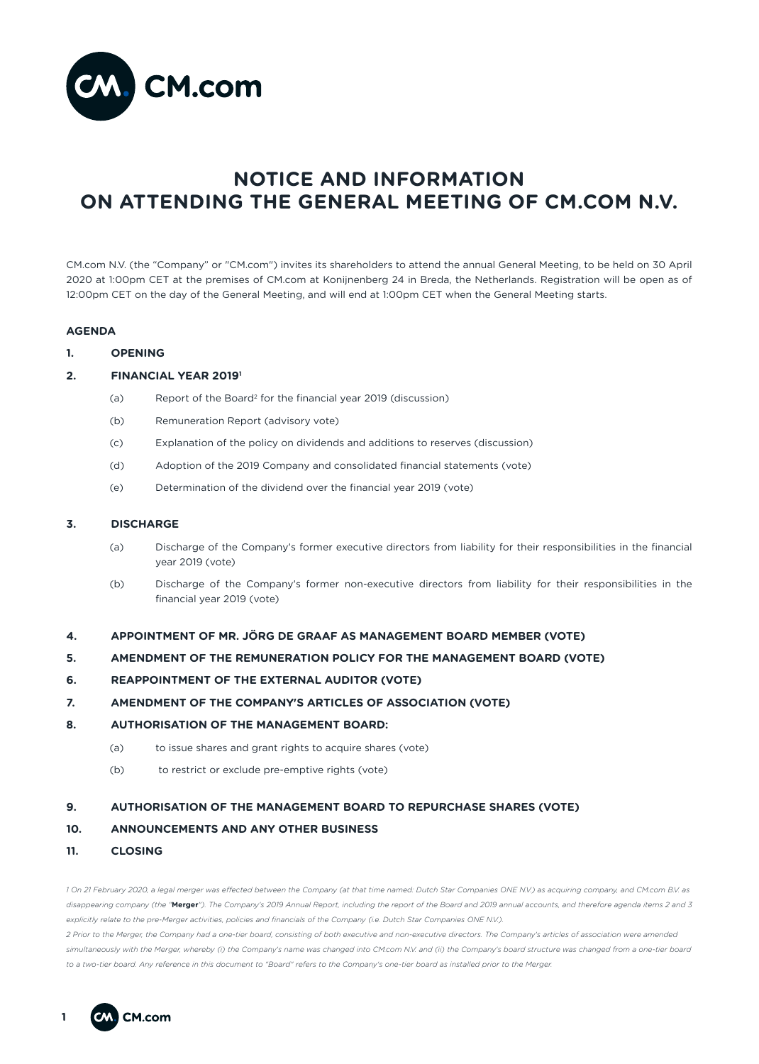# NOTICE AND INFORMATION ON ATTENDING THE GENERAL MEETING OF CM.COM N.V.

CM.com N.V. (the "Company" or "CM.com") invites its shareholders to attend the annual General Meeting, to be held on 30 April 2020 at 1:00pm CET at the premises of CM.com at Konijnenberg 24 in Breda, the Netherlands. Registration will be open as of 12:00pm CET on the day of the General Meeting, and will end at 1:00pm CET when the General Meeting starts.

**AGENDA**

**1. OPENING**

**2. FINANCIAL YEAR 2019[1]**

- (a) Report of the Board[2] for the financial year 2019 (discussion)
- (b) Remuneration Report (advisory vote)
- (c) Explanation of the policy on dividends and additions to reserves (discussion)
- (d) Adoption of the 2019 Company and consolidated financial statements (vote)
- (e) Determination of the dividend over the financial year 2019 (vote)

**3. DISCHARGE**

- (a) Discharge of the Company's former executive directors from liability for their responsibilities in the financial year 2019 (vote)
- (b) Discharge of the Company's former non-executive directors from liability for their responsibilities in the financial year 2019 (vote)

**4. APPOINTMENT OF MR. JÖRG DE GRAAF AS MANAGEMENT BOARD MEMBER (VOTE)**

**5. AMENDMENT OF THE REMUNERATION POLICY FOR THE MANAGEMENT BOARD (VOTE)**

**6. REAPPOINTMENT OF THE EXTERNAL AUDITOR (VOTE)**

**7. AMENDMENT OF THE COMPANY'S ARTICLES OF ASSOCIATION (VOTE)**

**8. AUTHORISATION OF THE MANAGEMENT BOARD:**

- (a) to issue shares and grant rights to acquire shares (vote)
- (b) to restrict or exclude pre-emptive rights (vote)

**9. AUTHORISATION OF THE MANAGEMENT BOARD TO REPURCHASE SHARES (VOTE)**

**10. ANNOUNCEMENTS AND ANY OTHER BUSINESS**

**11. CLOSING**

*1 On 21 February 2020, a legal merger was effected between the Company (at that time named: Dutch Star Companies ONE N.V.) as acquiring company, and CM.com B.V. as disappearing company (the "**Merger**"). The Company's 2019 Annual Report, including the report of the Board and 2019 annual accounts, and therefore agenda items 2 and 3 explicitly relate to the pre-Merger activities, policies and financials of the Company (i.e. Dutch Star Companies ONE N.V.).*

*2 Prior to the Merger, the Company had a one-tier board, consisting of both executive and non-executive directors. The Company's articles of association were amended simultaneously with the Merger, whereby (i) the Company's name was changed into CM.com N.V. and (ii) the Company's board structure was changed from a one-tier board to a two-tier board. Any reference in this document to "Board" refers to the Company's one-tier board as installed prior to the Merger.*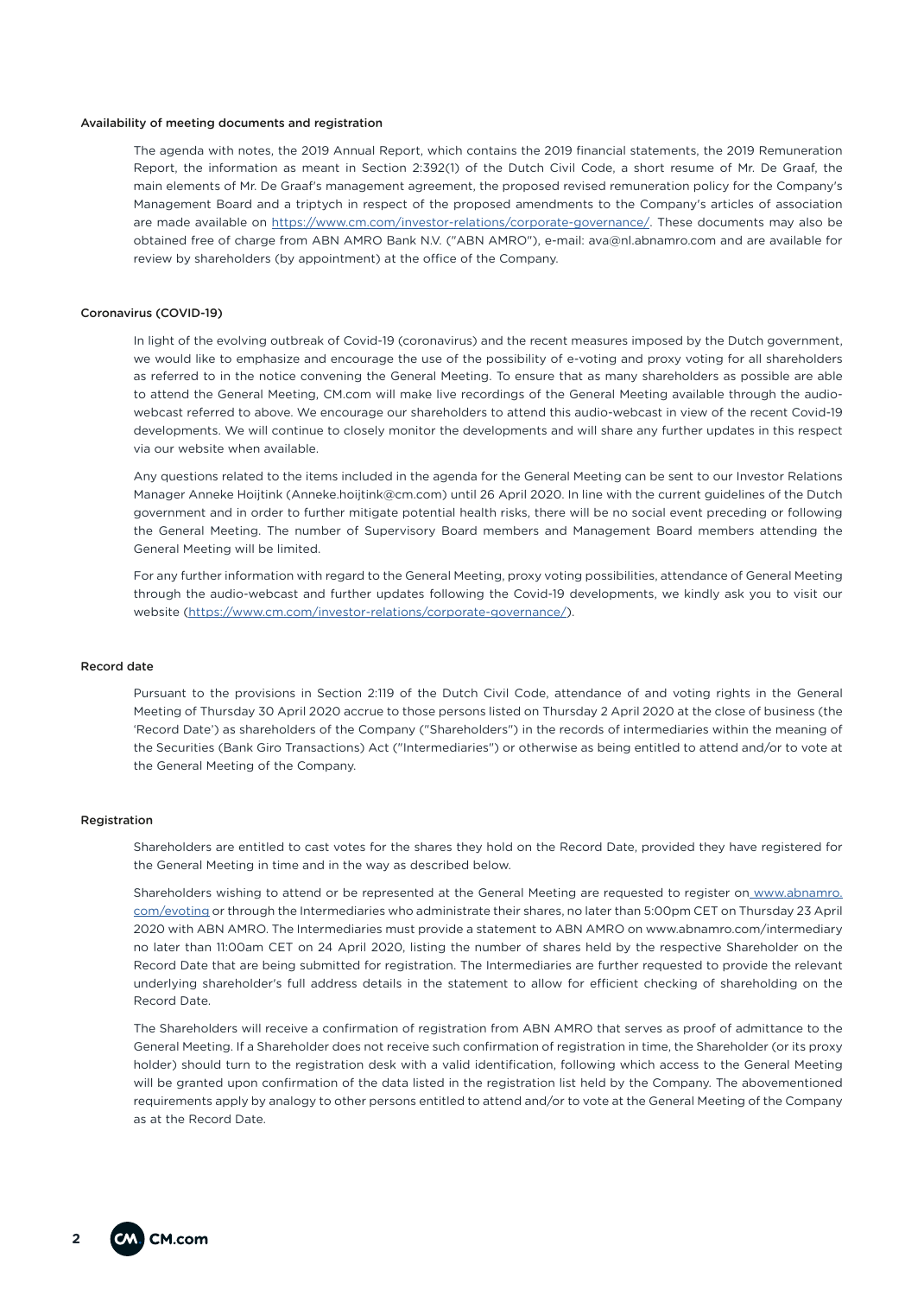### Availability of meeting documents and registration

The agenda with notes, the 2019 Annual Report, which contains the 2019 financial statements, the 2019 Remuneration Report, the information as meant in Section 2:392(1) of the Dutch Civil Code, a short resume of Mr. De Graaf, the main elements of Mr. De Graaf's management agreement, the proposed revised remuneration policy for the Company's Management Board and a triptych in respect of the proposed amendments to the Company's articles of association are made available on https://www.cm.com/investor-relations/corporate-governance/. These documents may also be obtained free of charge from ABN AMRO Bank N.V. ("ABN AMRO"), e-mail: ava@nl.abnamro.com and are available for review by shareholders (by appointment) at the office of the Company.

### Coronavirus (COVID-19)

In light of the evolving outbreak of Covid-19 (coronavirus) and the recent measures imposed by the Dutch government, we would like to emphasize and encourage the use of the possibility of e-voting and proxy voting for all shareholders as referred to in the notice convening the General Meeting. To ensure that as many shareholders as possible are able to attend the General Meeting, CM.com will make live recordings of the General Meeting available through the audio-webcast referred to above. We encourage our shareholders to attend this audio-webcast in view of the recent Covid-19 developments. We will continue to closely monitor the developments and will share any further updates in this respect via our website when available.

Any questions related to the items included in the agenda for the General Meeting can be sent to our Investor Relations Manager Anneke Hoijtink (Anneke.hoijtink@cm.com) until 26 April 2020. In line with the current guidelines of the Dutch government and in order to further mitigate potential health risks, there will be no social event preceding or following the General Meeting. The number of Supervisory Board members and Management Board members attending the General Meeting will be limited.

For any further information with regard to the General Meeting, proxy voting possibilities, attendance of General Meeting through the audio-webcast and further updates following the Covid-19 developments, we kindly ask you to visit our website (https://www.cm.com/investor-relations/corporate-governance/).

### Record date

Pursuant to the provisions in Section 2:119 of the Dutch Civil Code, attendance of and voting rights in the General Meeting of Thursday 30 April 2020 accrue to those persons listed on Thursday 2 April 2020 at the close of business (the 'Record Date') as shareholders of the Company ("Shareholders") in the records of intermediaries within the meaning of the Securities (Bank Giro Transactions) Act ("Intermediaries") or otherwise as being entitled to attend and/or to vote at the General Meeting of the Company.

### Registration

Shareholders are entitled to cast votes for the shares they hold on the Record Date, provided they have registered for the General Meeting in time and in the way as described below.

Shareholders wishing to attend or be represented at the General Meeting are requested to register on www.abnamro.com/evoting or through the Intermediaries who administrate their shares, no later than 5:00pm CET on Thursday 23 April 2020 with ABN AMRO. The Intermediaries must provide a statement to ABN AMRO on www.abnamro.com/intermediary no later than 11:00am CET on 24 April 2020, listing the number of shares held by the respective Shareholder on the Record Date that are being submitted for registration. The Intermediaries are further requested to provide the relevant underlying shareholder's full address details in the statement to allow for efficient checking of shareholding on the Record Date.

The Shareholders will receive a confirmation of registration from ABN AMRO that serves as proof of admittance to the General Meeting. If a Shareholder does not receive such confirmation of registration in time, the Shareholder (or its proxy holder) should turn to the registration desk with a valid identification, following which access to the General Meeting will be granted upon confirmation of the data listed in the registration list held by the Company. The abovementioned requirements apply by analogy to other persons entitled to attend and/or to vote at the General Meeting of the Company as at the Record Date.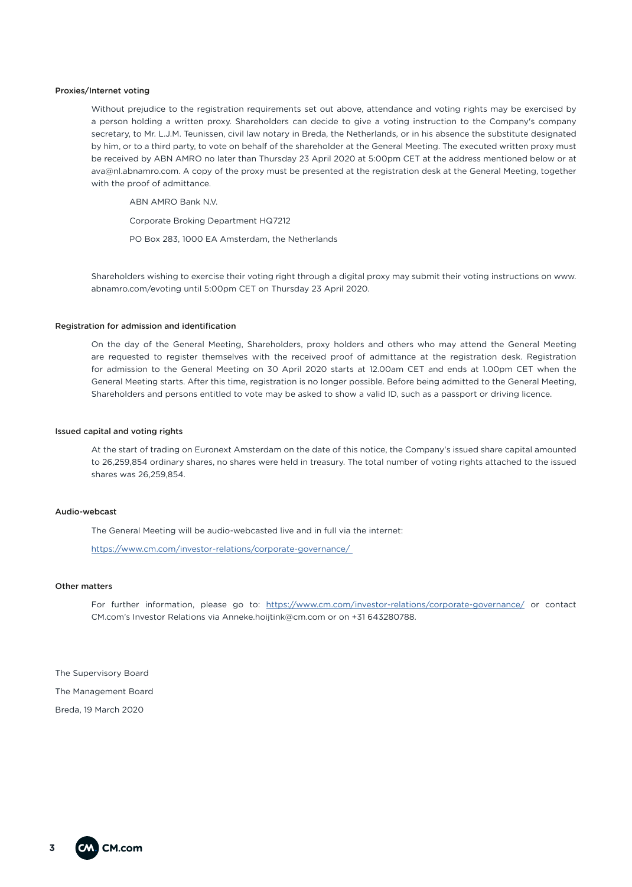### Proxies/Internet voting

Without prejudice to the registration requirements set out above, attendance and voting rights may be exercised by a person holding a written proxy. Shareholders can decide to give a voting instruction to the Company's company secretary, to Mr. L.J.M. Teunissen, civil law notary in Breda, the Netherlands, or in his absence the substitute designated by him, or to a third party, to vote on behalf of the shareholder at the General Meeting. The executed written proxy must be received by ABN AMRO no later than Thursday 23 April 2020 at 5:00pm CET at the address mentioned below or at ava@nl.abnamro.com. A copy of the proxy must be presented at the registration desk at the General Meeting, together with the proof of admittance.

ABN AMRO Bank N.V.

Corporate Broking Department HQ7212

PO Box 283, 1000 EA Amsterdam, the Netherlands

Shareholders wishing to exercise their voting right through a digital proxy may submit their voting instructions on www.abnamro.com/evoting until 5:00pm CET on Thursday 23 April 2020.

### Registration for admission and identification

On the day of the General Meeting, Shareholders, proxy holders and others who may attend the General Meeting are requested to register themselves with the received proof of admittance at the registration desk. Registration for admission to the General Meeting on 30 April 2020 starts at 12.00am CET and ends at 1.00pm CET when the General Meeting starts. After this time, registration is no longer possible. Before being admitted to the General Meeting, Shareholders and persons entitled to vote may be asked to show a valid ID, such as a passport or driving licence.

### Issued capital and voting rights

At the start of trading on Euronext Amsterdam on the date of this notice, the Company's issued share capital amounted to 26,259,854 ordinary shares, no shares were held in treasury. The total number of voting rights attached to the issued shares was 26,259,854.

### Audio-webcast

The General Meeting will be audio-webcasted live and in full via the internet:

https://www.cm.com/investor-relations/corporate-governance/

### Other matters

For further information, please go to: https://www.cm.com/investor-relations/corporate-governance/ or contact CM.com's Investor Relations via Anneke.hoijtink@cm.com or on +31 643280788.

The Supervisory Board

The Management Board

Breda, 19 March 2020